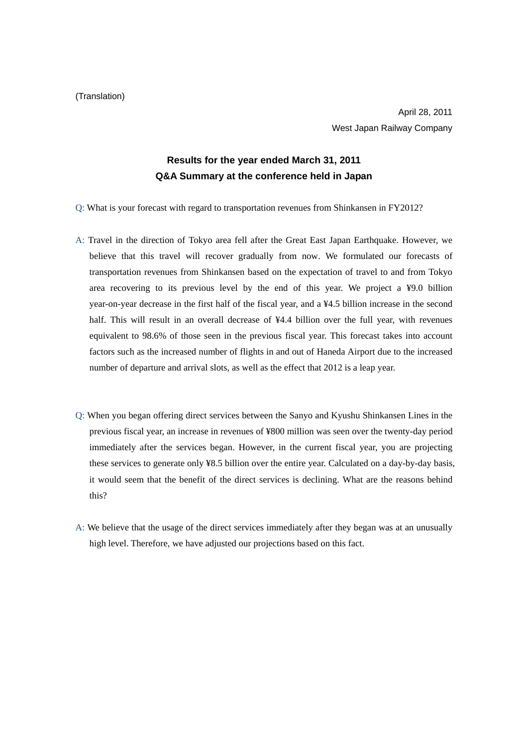(Translation)

April 28, 2011

West Japan Railway Company

## Results for the year ended March 31, 2011
## Q&A Summary at the conference held in Japan

Q: What is your forecast with regard to transportation revenues from Shinkansen in FY2012?

A: Travel in the direction of Tokyo area fell after the Great East Japan Earthquake. However, we believe that this travel will recover gradually from now. We formulated our forecasts of transportation revenues from Shinkansen based on the expectation of travel to and from Tokyo area recovering to its previous level by the end of this year. We project a ¥9.0 billion year-on-year decrease in the first half of the fiscal year, and a ¥4.5 billion increase in the second half. This will result in an overall decrease of ¥4.4 billion over the full year, with revenues equivalent to 98.6% of those seen in the previous fiscal year. This forecast takes into account factors such as the increased number of flights in and out of Haneda Airport due to the increased number of departure and arrival slots, as well as the effect that 2012 is a leap year.

Q: When you began offering direct services between the Sanyo and Kyushu Shinkansen Lines in the previous fiscal year, an increase in revenues of ¥800 million was seen over the twenty-day period immediately after the services began. However, in the current fiscal year, you are projecting these services to generate only ¥8.5 billion over the entire year. Calculated on a day-by-day basis, it would seem that the benefit of the direct services is declining. What are the reasons behind this?

A: We believe that the usage of the direct services immediately after they began was at an unusually high level. Therefore, we have adjusted our projections based on this fact.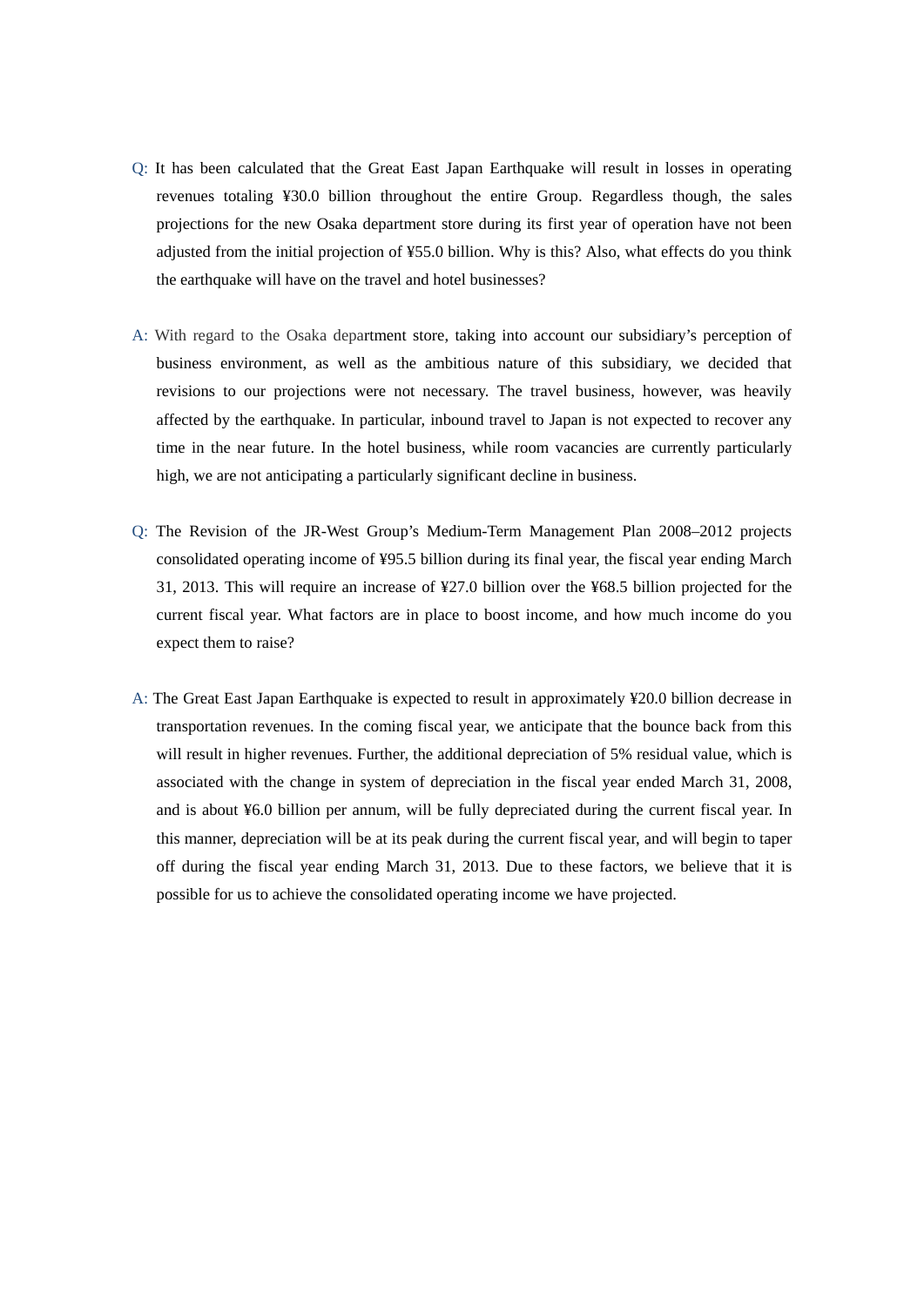Q: It has been calculated that the Great East Japan Earthquake will result in losses in operating revenues totaling ¥30.0 billion throughout the entire Group. Regardless though, the sales projections for the new Osaka department store during its first year of operation have not been adjusted from the initial projection of ¥55.0 billion. Why is this? Also, what effects do you think the earthquake will have on the travel and hotel businesses?

A: With regard to the Osaka department store, taking into account our subsidiary's perception of business environment, as well as the ambitious nature of this subsidiary, we decided that revisions to our projections were not necessary. The travel business, however, was heavily affected by the earthquake. In particular, inbound travel to Japan is not expected to recover any time in the near future. In the hotel business, while room vacancies are currently particularly high, we are not anticipating a particularly significant decline in business.

Q: The Revision of the JR-West Group's Medium-Term Management Plan 2008–2012 projects consolidated operating income of ¥95.5 billion during its final year, the fiscal year ending March 31, 2013. This will require an increase of ¥27.0 billion over the ¥68.5 billion projected for the current fiscal year. What factors are in place to boost income, and how much income do you expect them to raise?

A: The Great East Japan Earthquake is expected to result in approximately ¥20.0 billion decrease in transportation revenues. In the coming fiscal year, we anticipate that the bounce back from this will result in higher revenues. Further, the additional depreciation of 5% residual value, which is associated with the change in system of depreciation in the fiscal year ended March 31, 2008, and is about ¥6.0 billion per annum, will be fully depreciated during the current fiscal year. In this manner, depreciation will be at its peak during the current fiscal year, and will begin to taper off during the fiscal year ending March 31, 2013. Due to these factors, we believe that it is possible for us to achieve the consolidated operating income we have projected.